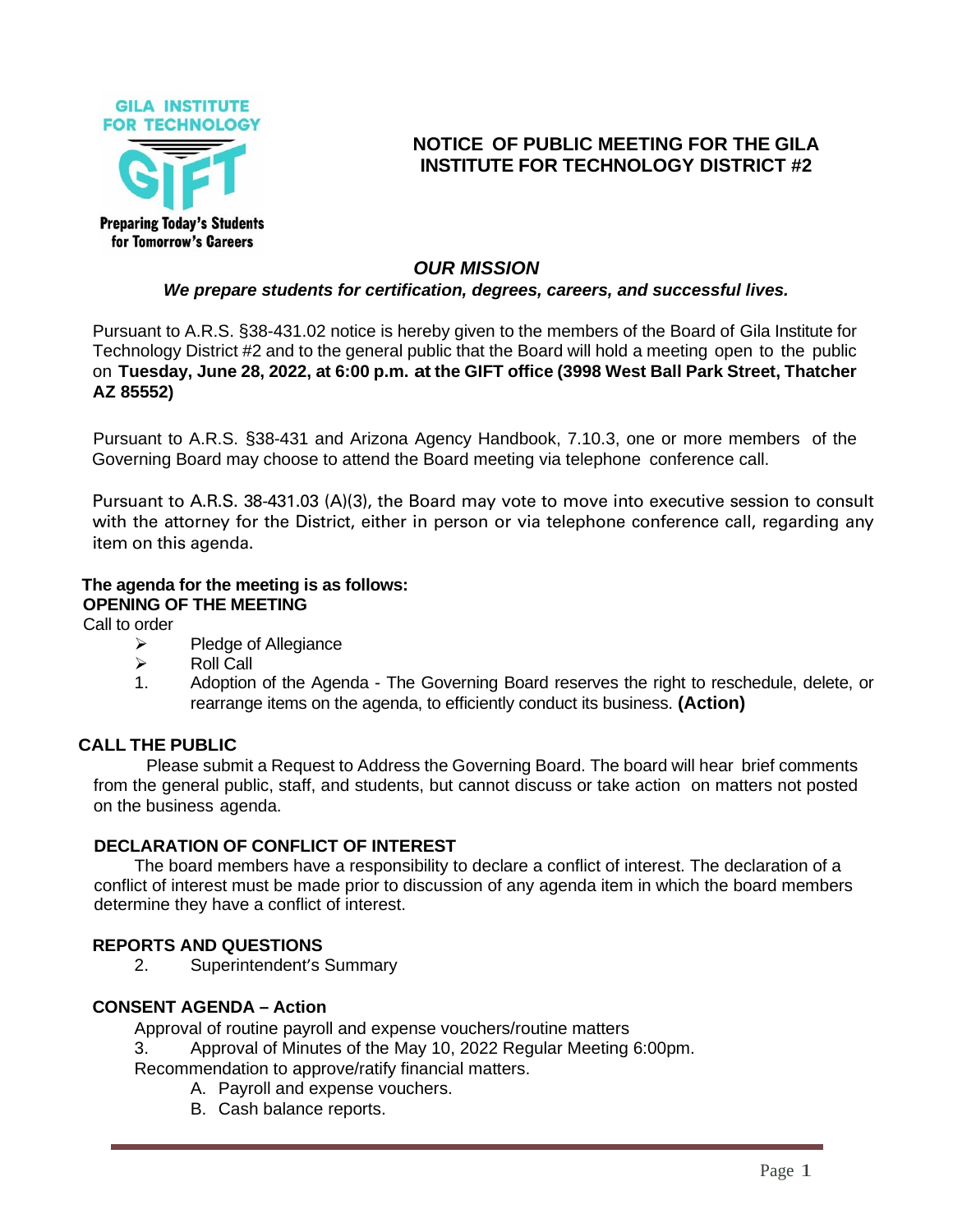GILA INSTITUTE FOR TECHNOLOGY

GIFT

Preparing Today's Students for Tomorrow's Careers

# NOTICE OF PUBLIC MEETING FOR THE GILA INSTITUTE FOR TECHNOLOGY DISTRICT #2

### *OUR MISSION*

***We prepare students for certification, degrees, careers, and successful lives.***

Pursuant to A.R.S. §38-431.02 notice is hereby given to the members of the Board of Gila Institute for Technology District #2 and to the general public that the Board will hold a meeting open to the public on **Tuesday, June 28, 2022, at 6:00 p.m. at the GIFT office (3998 West Ball Park Street, Thatcher AZ 85552)**

Pursuant to A.R.S. §38-431 and Arizona Agency Handbook, 7.10.3, one or more members of the Governing Board may choose to attend the Board meeting via telephone conference call.

Pursuant to A.R.S. 38-431.03 (A)(3), the Board may vote to move into executive session to consult with the attorney for the District, either in person or via telephone conference call, regarding any item on this agenda.

**The agenda for the meeting is as follows:**

**OPENING OF THE MEETING**

Call to order

- Pledge of Allegiance
- Roll Call

1. Adoption of the Agenda - The Governing Board reserves the right to reschedule, delete, or rearrange items on the agenda, to efficiently conduct its business. **(Action)**

**CALL THE PUBLIC**

Please submit a Request to Address the Governing Board. The board will hear brief comments from the general public, staff, and students, but cannot discuss or take action on matters not posted on the business agenda.

**DECLARATION OF CONFLICT OF INTEREST**

The board members have a responsibility to declare a conflict of interest. The declaration of a conflict of interest must be made prior to discussion of any agenda item in which the board members determine they have a conflict of interest.

**REPORTS AND QUESTIONS**

2. Superintendent's Summary

**CONSENT AGENDA – Action**

Approval of routine payroll and expense vouchers/routine matters

3. Approval of Minutes of the May 10, 2022 Regular Meeting 6:00pm.

Recommendation to approve/ratify financial matters.

A. Payroll and expense vouchers.
B. Cash balance reports.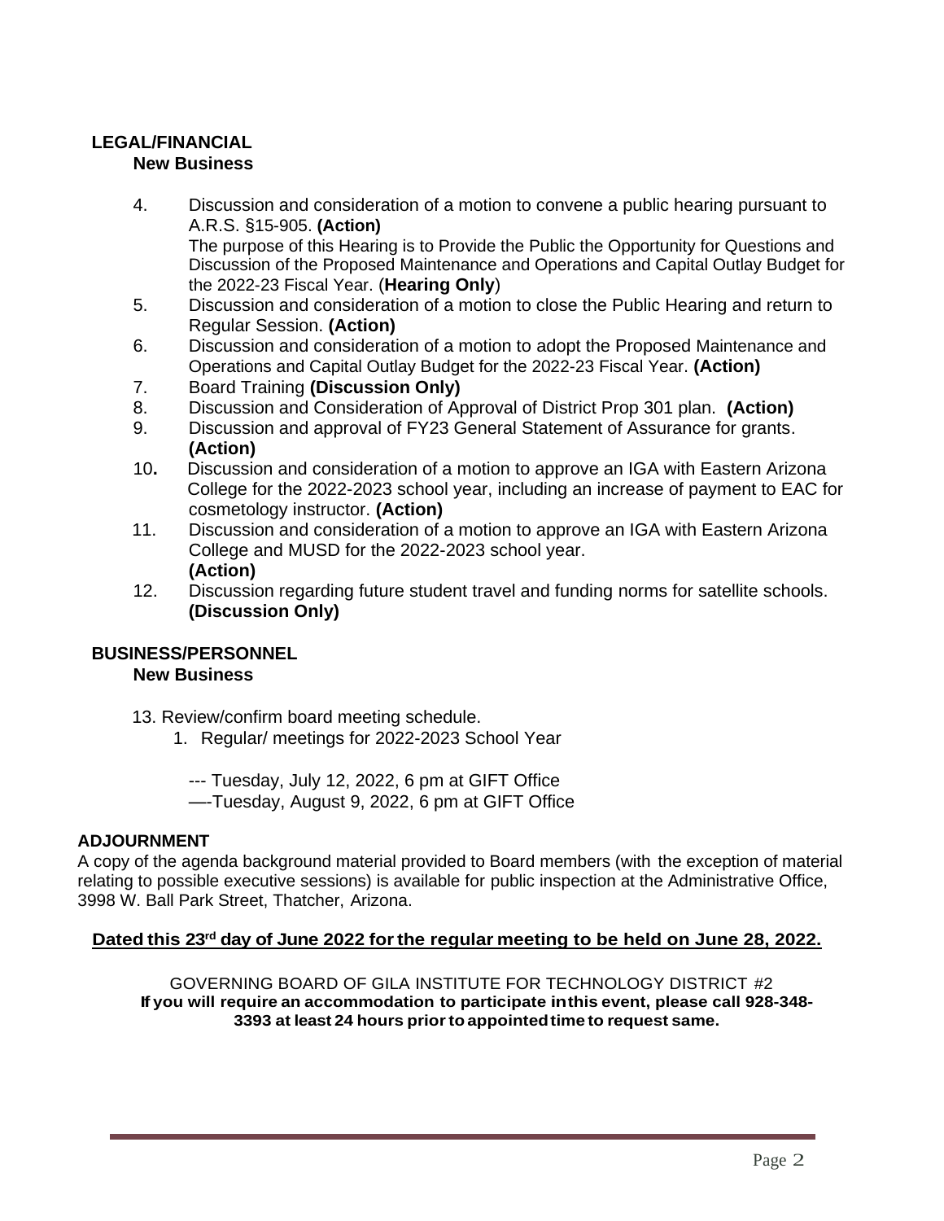## LEGAL/FINANCIAL

### New Business

4. Discussion and consideration of a motion to convene a public hearing pursuant to A.R.S. §15-905. **(Action)**
   The purpose of this Hearing is to Provide the Public the Opportunity for Questions and Discussion of the Proposed Maintenance and Operations and Capital Outlay Budget for the 2022-23 Fiscal Year. (**Hearing Only**)
5. Discussion and consideration of a motion to close the Public Hearing and return to Regular Session. **(Action)**
6. Discussion and consideration of a motion to adopt the Proposed Maintenance and Operations and Capital Outlay Budget for the 2022-23 Fiscal Year. **(Action)**
7. Board Training **(Discussion Only)**
8. Discussion and Consideration of Approval of District Prop 301 plan. **(Action)**
9. Discussion and approval of FY23 General Statement of Assurance for grants. **(Action)**
10. Discussion and consideration of a motion to approve an IGA with Eastern Arizona College for the 2022-2023 school year, including an increase of payment to EAC for cosmetology instructor. **(Action)**
11. Discussion and consideration of a motion to approve an IGA with Eastern Arizona College and MUSD for the 2022-2023 school year. **(Action)**
12. Discussion regarding future student travel and funding norms for satellite schools. **(Discussion Only)**

## BUSINESS/PERSONNEL

### New Business

13. Review/confirm board meeting schedule.
    1. Regular/ meetings for 2022-2023 School Year

       --- Tuesday, July 12, 2022, 6 pm at GIFT Office
       —-Tuesday, August 9, 2022, 6 pm at GIFT Office

## ADJOURNMENT

A copy of the agenda background material provided to Board members (with the exception of material relating to possible executive sessions) is available for public inspection at the Administrative Office, 3998 W. Ball Park Street, Thatcher, Arizona.

**Dated this 23rd day of June 2022 for the regular meeting to be held on June 28, 2022.**

GOVERNING BOARD OF GILA INSTITUTE FOR TECHNOLOGY DISTRICT #2

**If you will require an accommodation to participate in this event, please call 928-348-3393 at least 24 hours prior to appointed time to request same.**